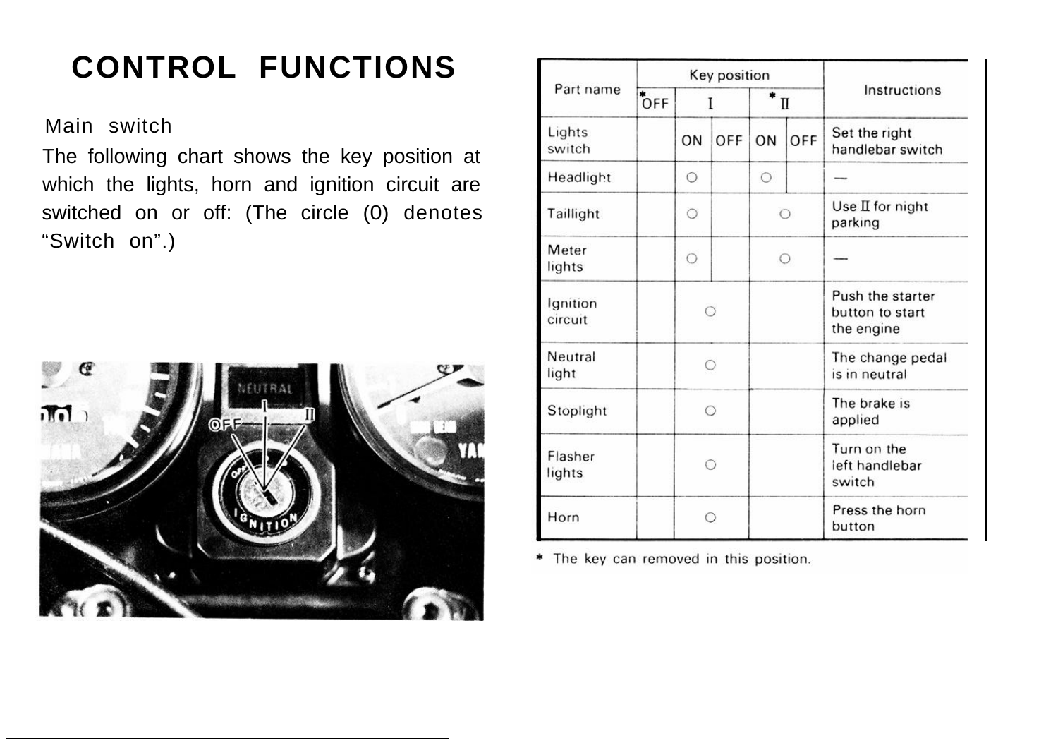# CONTROL FUNCTIONS

## Main switch

The following chart shows the key position at which the lights, horn and ignition circuit are switched on or off: (The circle (0) denotes "Switch on".)

| Part name | Key position | | | | | Instructions |
|---|---|---|---|---|---|---|
| | *OFF | I | | *II | | |
| Lights switch | | ON | OFF | ON | OFF | Set the right handlebar switch |
| Headlight | | ○ | | ○ | | — |
| Taillight | | ○ | | ○ | | Use II for night parking |
| Meter lights | | ○ | | ○ | | — |
| Ignition circuit | | ○ | | | | Push the starter button to start the engine |
| Neutral light | | ○ | | | | The change pedal is in neutral |
| Stoplight | | ○ | | | | The brake is applied |
| Flasher lights | | ○ | | | | Turn on the left handlebar switch |
| Horn | | ○ | | | | Press the horn button |

* The key can removed in this position.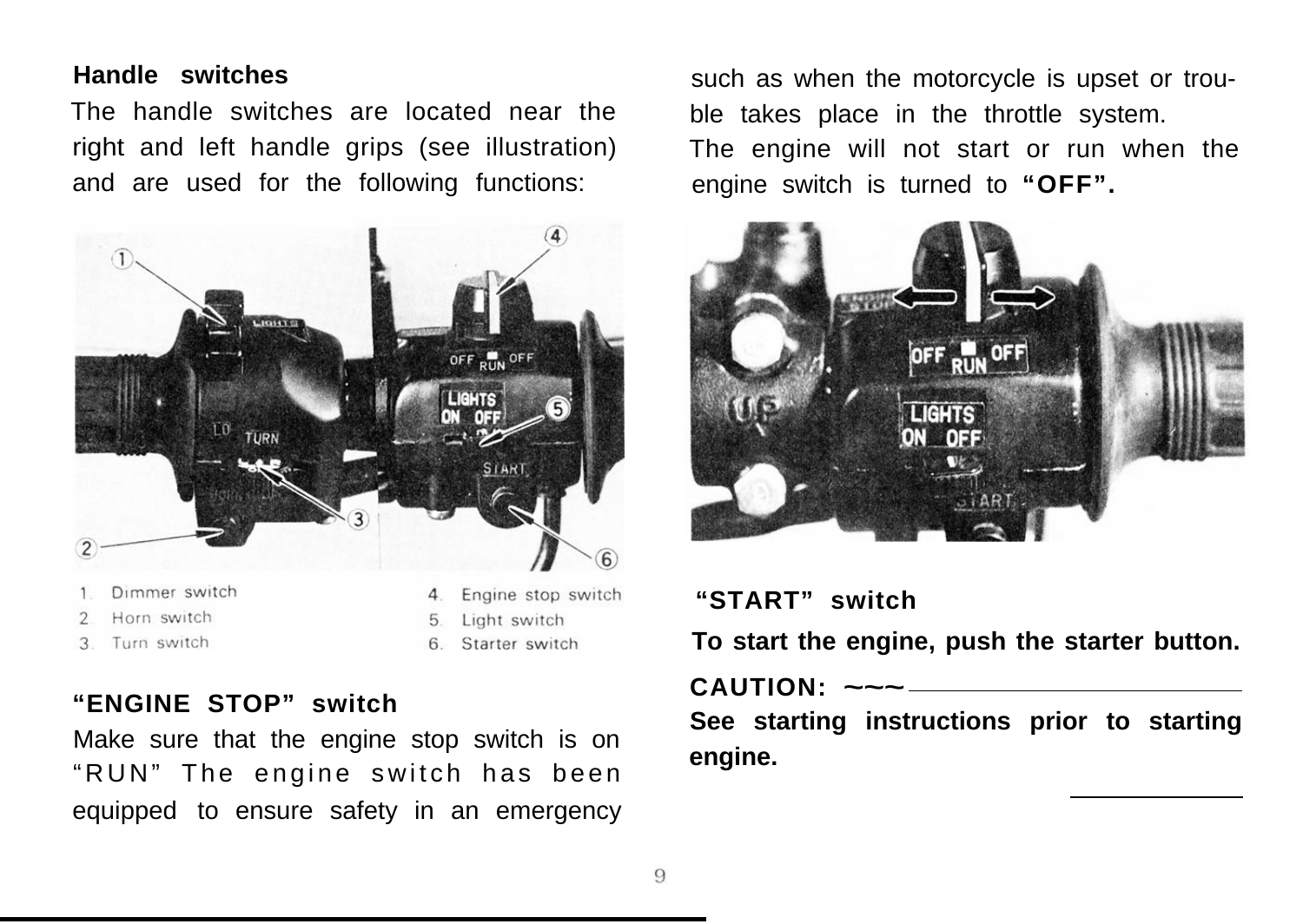### Handle switches

The handle switches are located near the right and left handle grips (see illustration) and are used for the following functions:

1. Dimmer switch
2. Horn switch
3. Turn switch
4. Engine stop switch
5. Light switch
6. Starter switch

### "ENGINE STOP" switch

Make sure that the engine stop switch is on "RUN" The engine switch has been equipped to ensure safety in an emergency such as when the motorcycle is upset or trouble takes place in the throttle system.

The engine will not start or run when the engine switch is turned to **"OFF".**

### "START" switch

**To start the engine, push the starter button.**

**CAUTION:**

**See starting instructions prior to starting engine.**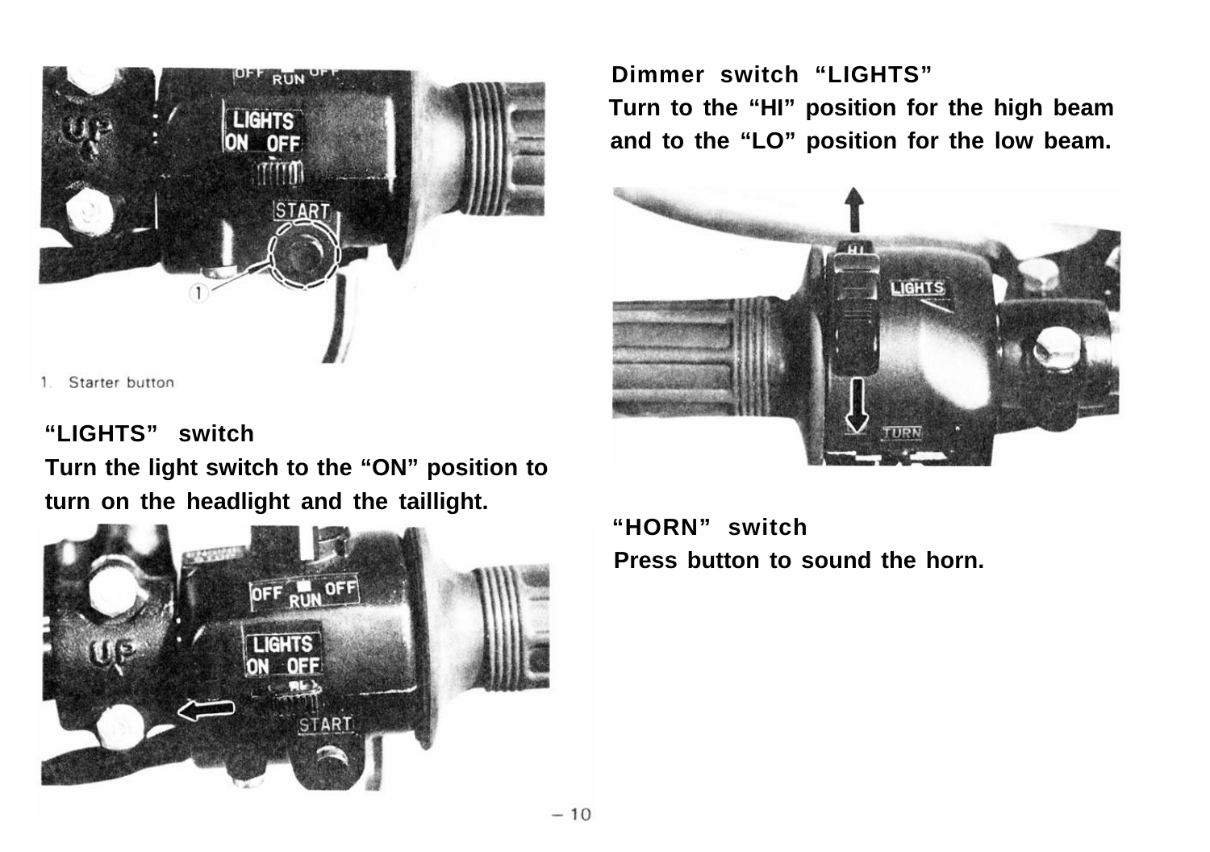1. Starter button

### "LIGHTS" switch

Turn the light switch to the "ON" position to turn on the headlight and the taillight.

### Dimmer switch "LIGHTS"

Turn to the "HI" position for the high beam and to the "LO" position for the low beam.

### "HORN" switch

Press button to sound the horn.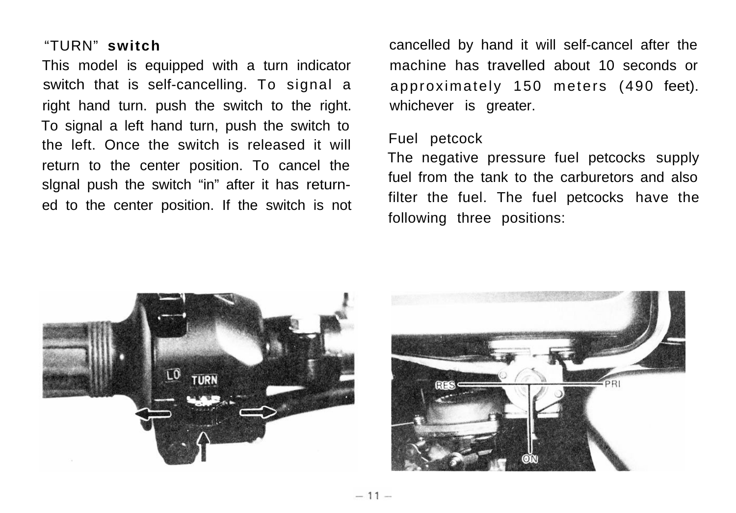## "TURN" switch

This model is equipped with a turn indicator switch that is self-cancelling. To signal a right hand turn. push the switch to the right. To signal a left hand turn, push the switch to the left. Once the switch is released it will return to the center position. To cancel the slgnal push the switch "in" after it has returned to the center position. If the switch is not cancelled by hand it will self-cancel after the machine has travelled about 10 seconds or approximately 150 meters (490 feet). whichever is greater.

## Fuel petcock

The negative pressure fuel petcocks supply fuel from the tank to the carburetors and also filter the fuel. The fuel petcocks have the following three positions: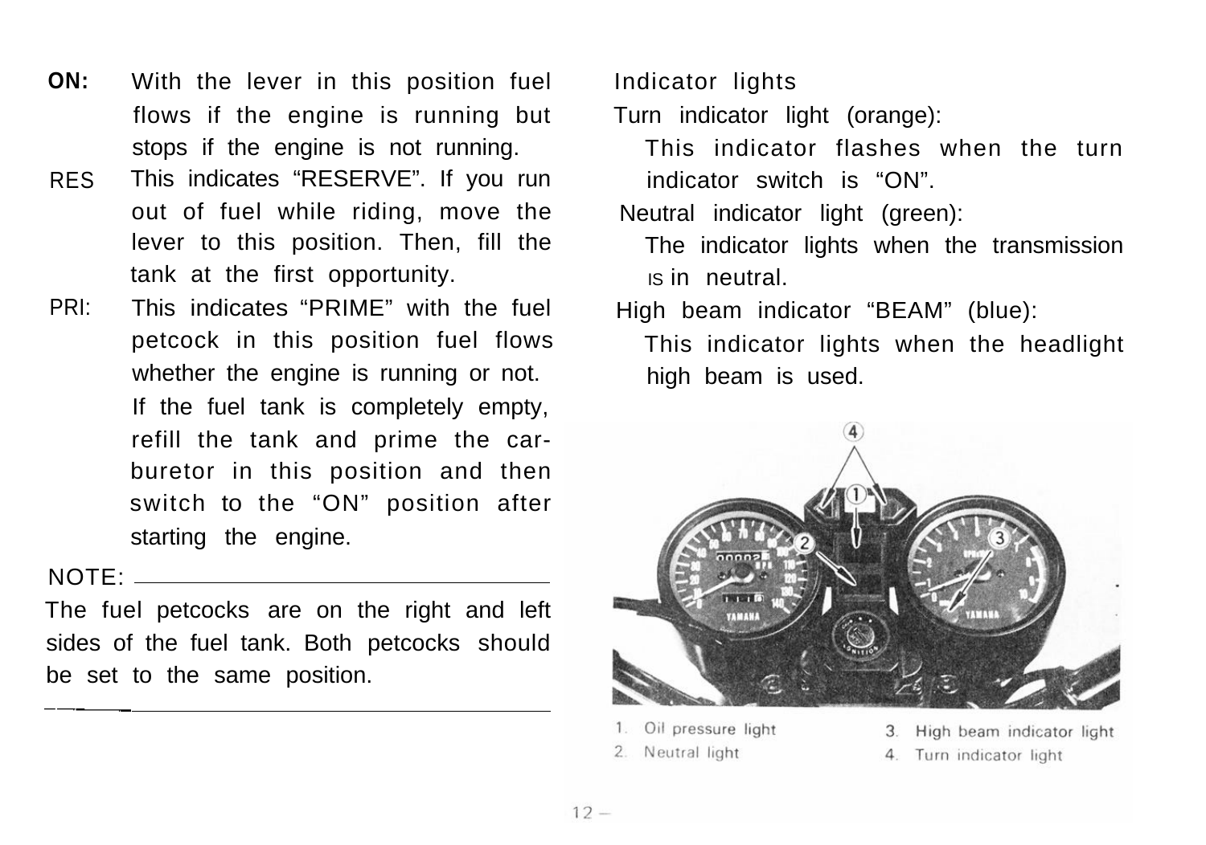**ON:** With the lever in this position fuel flows if the engine is running but stops if the engine is not running.

RES This indicates "RESERVE". If you run out of fuel while riding, move the lever to this position. Then, fill the tank at the first opportunity.

PRI: This indicates "PRIME" with the fuel petcock in this position fuel flows whether the engine is running or not. If the fuel tank is completely empty, refill the tank and prime the carburetor in this position and then switch to the "ON" position after starting the engine.

NOTE:

The fuel petcocks are on the right and left sides of the fuel tank. Both petcocks should be set to the same position.

Indicator lights

Turn indicator light (orange):
This indicator flashes when the turn indicator switch is "ON".

Neutral indicator light (green):
The indicator lights when the transmission is in neutral.

High beam indicator "BEAM" (blue):
This indicator lights when the headlight high beam is used.

1. Oil pressure light
2. Neutral light
3. High beam indicator light
4. Turn indicator light